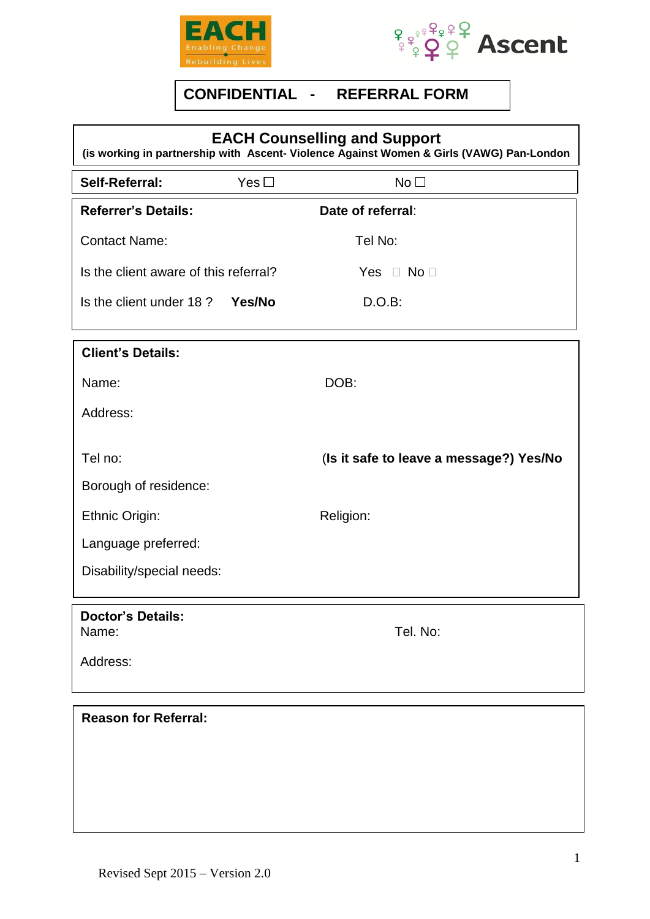# CONFIDENTIAL - REFERRAL FORM

## EACH Counselling and Support

**(is working in partnership with Ascent- Violence Against Women & Girls (VAWG) Pan-London**

**Self-Referral:** Yes ☐ No ☐

**Referrer's Details:** **Date of referral**:

Contact Name: Tel No:

Is the client aware of this referral? Yes ☐ No ☐

Is the client under 18 ? **Yes/No** D.O.B:

**Client's Details:**

Name: DOB:

Address:

Tel no: **(Is it safe to leave a message?) Yes/No**

Borough of residence:

Ethnic Origin: Religion:

Language preferred:

Disability/special needs:

**Doctor's Details:**

Name: Tel. No:

Address:

**Reason for Referral:**

Revised Sept 2015 – Version 2.0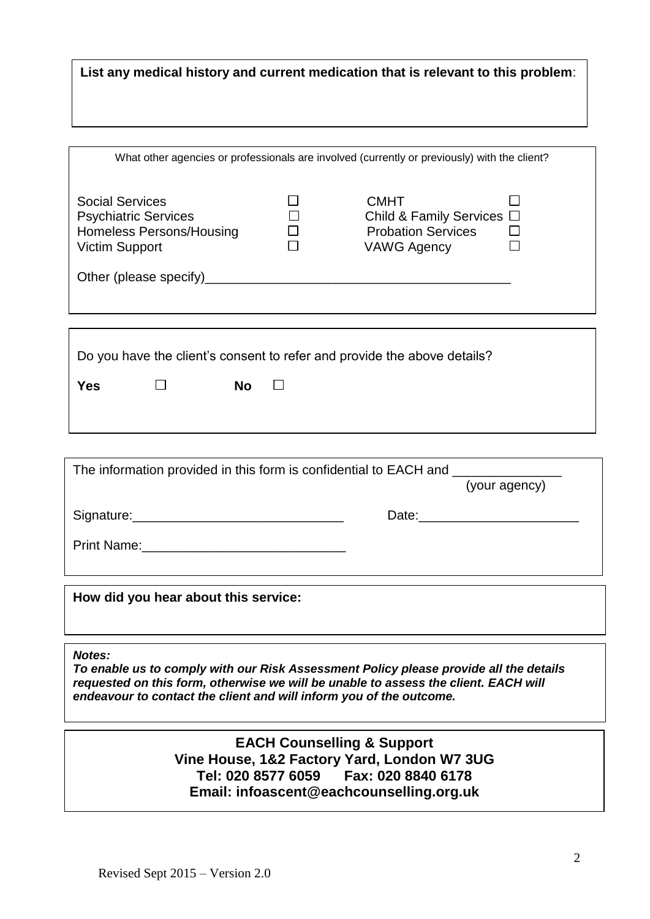**List any medical history and current medication that is relevant to this problem**:

What other agencies or professionals are involved (currently or previously) with the client?

| | | | |
|---|---|---|---|
| Social Services | ☐ | CMHT | ☐ |
| Psychiatric Services | ☐ | Child & Family Services | ☐ |
| Homeless Persons/Housing | ☐ | Probation Services | ☐ |
| Victim Support | ☐ | VAWG Agency | ☐ |

Other (please specify)__________________________________________

Do you have the client's consent to refer and provide the above details?

**Yes** ☐ **No** ☐

The information provided in this form is confidential to EACH and _______________ (your agency)

Signature:_____________________________ Date:______________________

Print Name:___________________________

**How did you hear about this service:**

***Notes:***
***To enable us to comply with our Risk Assessment Policy please provide all the details requested on this form, otherwise we will be unable to assess the client. EACH will endeavour to contact the client and will inform you of the outcome.***

**EACH Counselling & Support**
**Vine House, 1&2 Factory Yard, London W7 3UG**
**Tel: 020 8577 6059 Fax: 020 8840 6178**
**Email: infoascent@eachcounselling.org.uk**

Revised Sept 2015 – Version 2.0